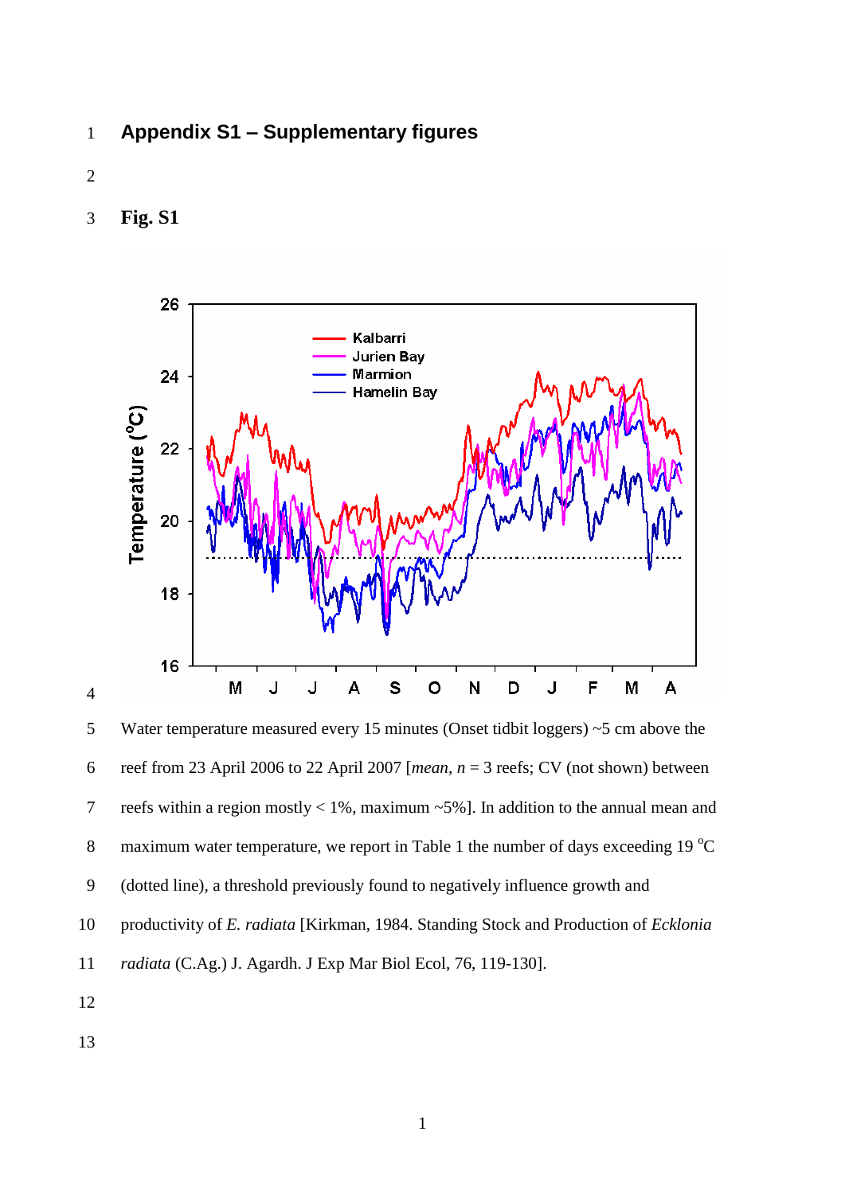# Appendix S1 – Supplementary figures

## Fig. S1

Water temperature measured every 15 minutes (Onset tidbit loggers) ~5 cm above the reef from 23 April 2006 to 22 April 2007 [*mean*, *n* = 3 reefs; CV (not shown) between reefs within a region mostly < 1%, maximum ~5%]. In addition to the annual mean and maximum water temperature, we report in Table 1 the number of days exceeding 19 $^{o}$C (dotted line), a threshold previously found to negatively influence growth and productivity of *E. radiata* [Kirkman, 1984. Standing Stock and Production of *Ecklonia radiata* (C.Ag.) J. Agardh. J Exp Mar Biol Ecol, 76, 119-130].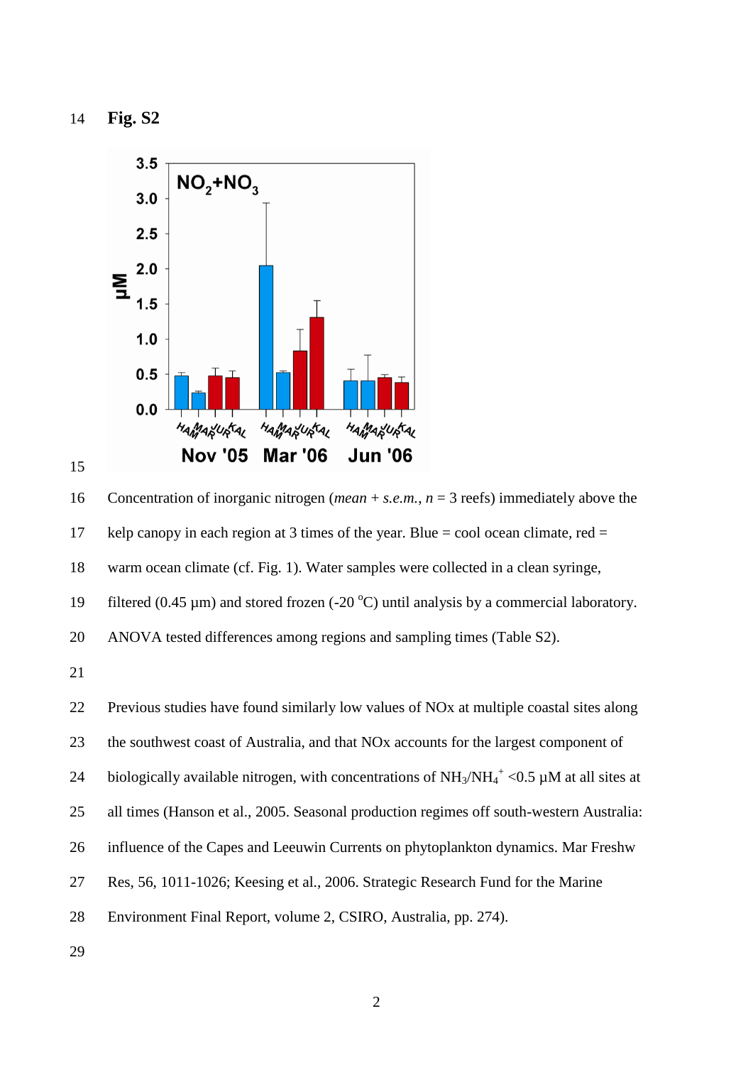**Fig. S2**

Concentration of inorganic nitrogen (*mean* + *s.e.m.*, *n* = 3 reefs) immediately above the kelp canopy in each region at 3 times of the year. Blue = cool ocean climate, red = warm ocean climate (cf. Fig. 1). Water samples were collected in a clean syringe, filtered (0.45 µm) and stored frozen (-20 °C) until analysis by a commercial laboratory. ANOVA tested differences among regions and sampling times (Table S2).

Previous studies have found similarly low values of NOx at multiple coastal sites along the southwest coast of Australia, and that NOx accounts for the largest component of biologically available nitrogen, with concentrations of $NH_3/NH_4^+$ <0.5 µM at all sites at all times (Hanson et al., 2005. Seasonal production regimes off south-western Australia: influence of the Capes and Leeuwin Currents on phytoplankton dynamics. Mar Freshw Res, 56, 1011-1026; Keesing et al., 2006. Strategic Research Fund for the Marine Environment Final Report, volume 2, CSIRO, Australia, pp. 274).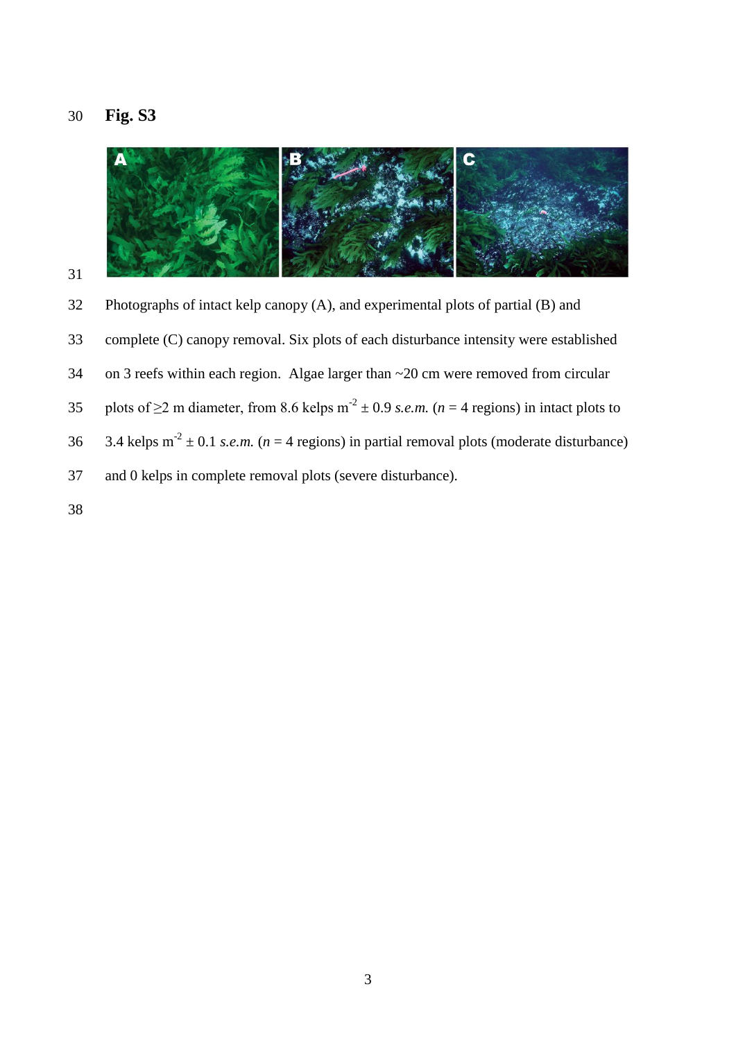**Fig. S3**

Photographs of intact kelp canopy (A), and experimental plots of partial (B) and complete (C) canopy removal. Six plots of each disturbance intensity were established on 3 reefs within each region. Algae larger than ~20 cm were removed from circular plots of ≥2 m diameter, from 8.6 kelps $m^{-2}$ ± 0.9 *s.e.m.* ($n$ = 4 regions) in intact plots to 3.4 kelps $m^{-2}$ ± 0.1 *s.e.m.* ($n$ = 4 regions) in partial removal plots (moderate disturbance) and 0 kelps in complete removal plots (severe disturbance).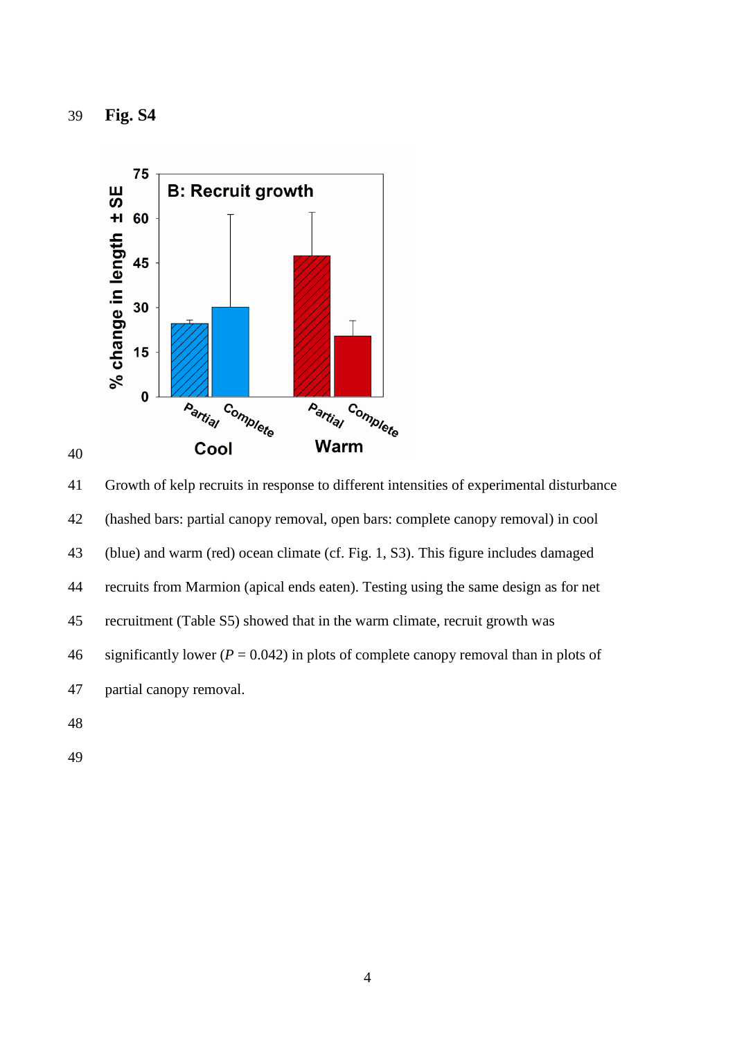**Fig. S4**

Growth of kelp recruits in response to different intensities of experimental disturbance (hashed bars: partial canopy removal, open bars: complete canopy removal) in cool (blue) and warm (red) ocean climate (cf. Fig. 1, S3). This figure includes damaged recruits from Marmion (apical ends eaten). Testing using the same design as for net recruitment (Table S5) showed that in the warm climate, recruit growth was significantly lower ($P$ = 0.042) in plots of complete canopy removal than in plots of partial canopy removal.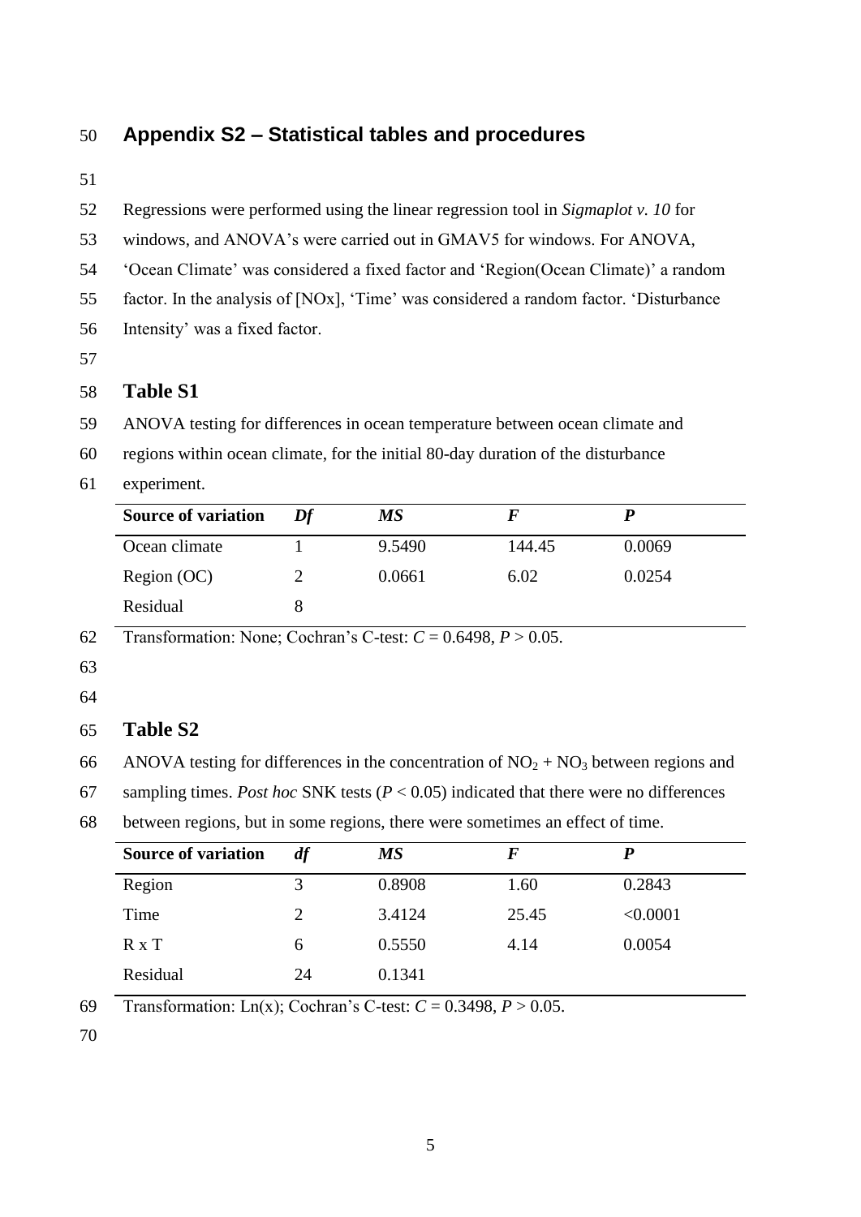## Appendix S2 – Statistical tables and procedures

Regressions were performed using the linear regression tool in *Sigmaplot v. 10* for windows, and ANOVA's were carried out in GMAV5 for windows. For ANOVA, 'Ocean Climate' was considered a fixed factor and 'Region(Ocean Climate)' a random factor. In the analysis of [NOx], 'Time' was considered a random factor. 'Disturbance Intensity' was a fixed factor.

### Table S1

ANOVA testing for differences in ocean temperature between ocean climate and regions within ocean climate, for the initial 80-day duration of the disturbance experiment.

| **Source of variation** | ***Df*** | ***MS*** | ***F*** | ***P*** |
|---|---|---|---|---|
| Ocean climate | 1 | 9.5490 | 144.45 | 0.0069 |
| Region (OC) | 2 | 0.0661 | 6.02 | 0.0254 |
| Residual | 8 | | | |

Transformation: None; Cochran's C-test: $C = 0.6498$, $P > 0.05$.

### Table S2

ANOVA testing for differences in the concentration of $NO_2 + NO_3$ between regions and sampling times. *Post hoc* SNK tests ($P < 0.05$) indicated that there were no differences between regions, but in some regions, there were sometimes an effect of time.

| **Source of variation** | ***df*** | ***MS*** | ***F*** | ***P*** |
|---|---|---|---|---|
| Region | 3 | 0.8908 | 1.60 | 0.2843 |
| Time | 2 | 3.4124 | 25.45 | <0.0001 |
| R x T | 6 | 0.5550 | 4.14 | 0.0054 |
| Residual | 24 | 0.1341 | | |

Transformation: Ln(x); Cochran's C-test: $C = 0.3498$, $P > 0.05$.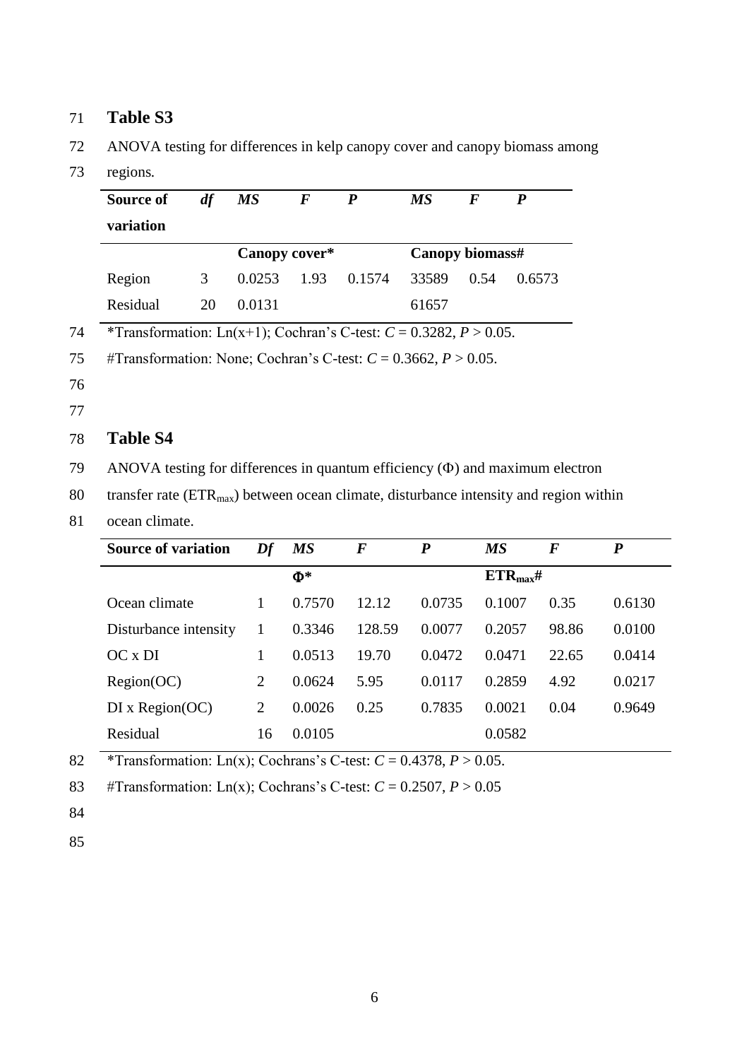## Table S3

ANOVA testing for differences in kelp canopy cover and canopy biomass among regions.

| Source of variation | *df* | *MS* | *F* | *P* | *MS* | *F* | *P* |
|---|---|---|---|---|---|---|---|
| | | **Canopy cover*** | | | **Canopy biomass#** | | |
| Region | 3 | 0.0253 | 1.93 | 0.1574 | 33589 | 0.54 | 0.6573 |
| Residual | 20 | 0.0131 | | | 61657 | | |

*Transformation: Ln(x+1); Cochran's C-test: $C = 0.3282$, $P > 0.05$.

#Transformation: None; Cochran's C-test: $C = 0.3662$, $P > 0.05$.

## Table S4

ANOVA testing for differences in quantum efficiency (Φ) and maximum electron transfer rate ($ETR_{max}$) between ocean climate, disturbance intensity and region within ocean climate.

| Source of variation | *Df* | *MS* | *F* | *P* | *MS* | *F* | *P* |
|---|---|---|---|---|---|---|---|
| | | **Φ*** | | | **$ETR_{max}$#** | | |
| Ocean climate | 1 | 0.7570 | 12.12 | 0.0735 | 0.1007 | 0.35 | 0.6130 |
| Disturbance intensity | 1 | 0.3346 | 128.59 | 0.0077 | 0.2057 | 98.86 | 0.0100 |
| OC x DI | 1 | 0.0513 | 19.70 | 0.0472 | 0.0471 | 22.65 | 0.0414 |
| Region(OC) | 2 | 0.0624 | 5.95 | 0.0117 | 0.2859 | 4.92 | 0.0217 |
| DI x Region(OC) | 2 | 0.0026 | 0.25 | 0.7835 | 0.0021 | 0.04 | 0.9649 |
| Residual | 16 | 0.0105 | | | 0.0582 | | |

*Transformation: Ln(x); Cochrans's C-test: $C = 0.4378$, $P > 0.05$.

#Transformation: Ln(x); Cochrans's C-test: $C = 0.2507$, $P > 0.05$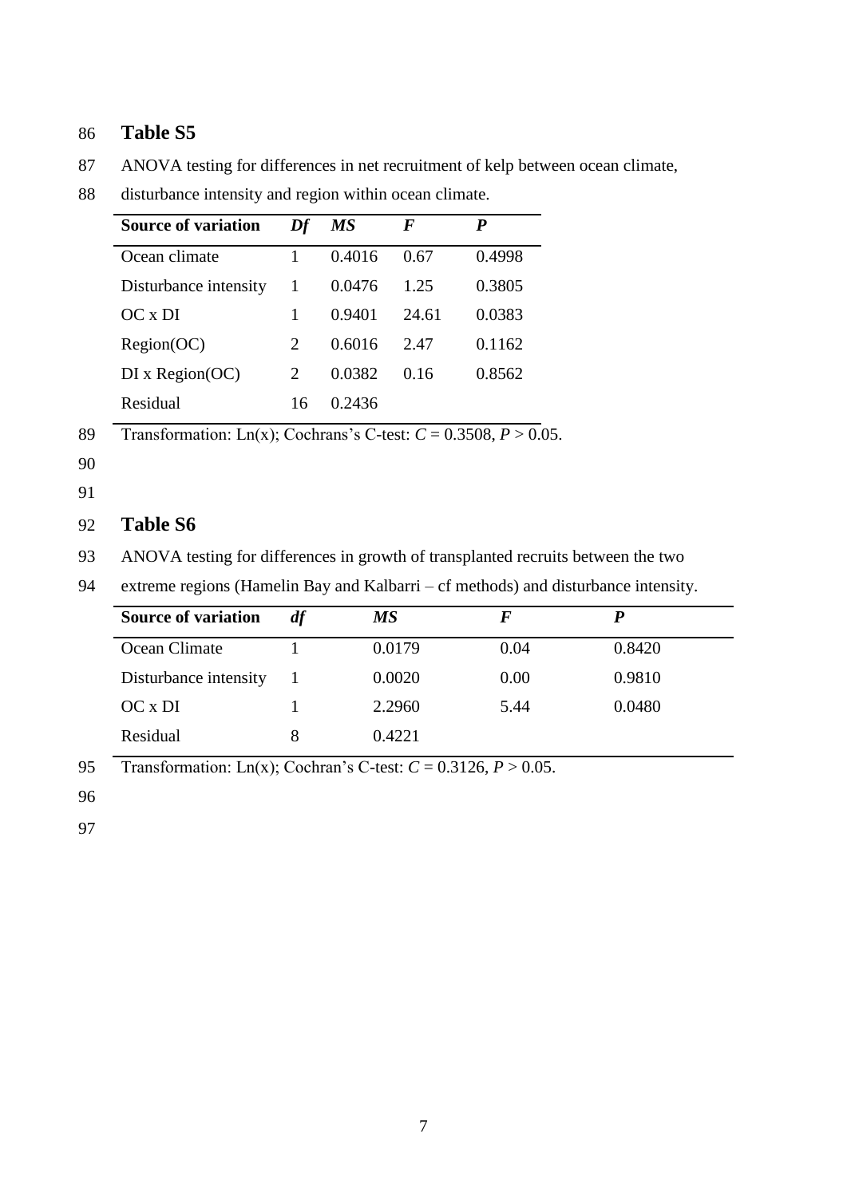## Table S5

ANOVA testing for differences in net recruitment of kelp between ocean climate, disturbance intensity and region within ocean climate.

| Source of variation | *Df* | *MS* | *F* | *P* |
|---|---|---|---|---|
| Ocean climate | 1 | 0.4016 | 0.67 | 0.4998 |
| Disturbance intensity | 1 | 0.0476 | 1.25 | 0.3805 |
| OC x DI | 1 | 0.9401 | 24.61 | 0.0383 |
| Region(OC) | 2 | 0.6016 | 2.47 | 0.1162 |
| DI x Region(OC) | 2 | 0.0382 | 0.16 | 0.8562 |
| Residual | 16 | 0.2436 | | |

Transformation: Ln(x); Cochrans's C-test: $C = 0.3508$, $P > 0.05$.

## Table S6

ANOVA testing for differences in growth of transplanted recruits between the two extreme regions (Hamelin Bay and Kalbarri – cf methods) and disturbance intensity.

| Source of variation | *df* | *MS* | *F* | *P* |
|---|---|---|---|---|
| Ocean Climate | 1 | 0.0179 | 0.04 | 0.8420 |
| Disturbance intensity | 1 | 0.0020 | 0.00 | 0.9810 |
| OC x DI | 1 | 2.2960 | 5.44 | 0.0480 |
| Residual | 8 | 0.4221 | | |

Transformation: Ln(x); Cochran's C-test: $C = 0.3126$, $P > 0.05$.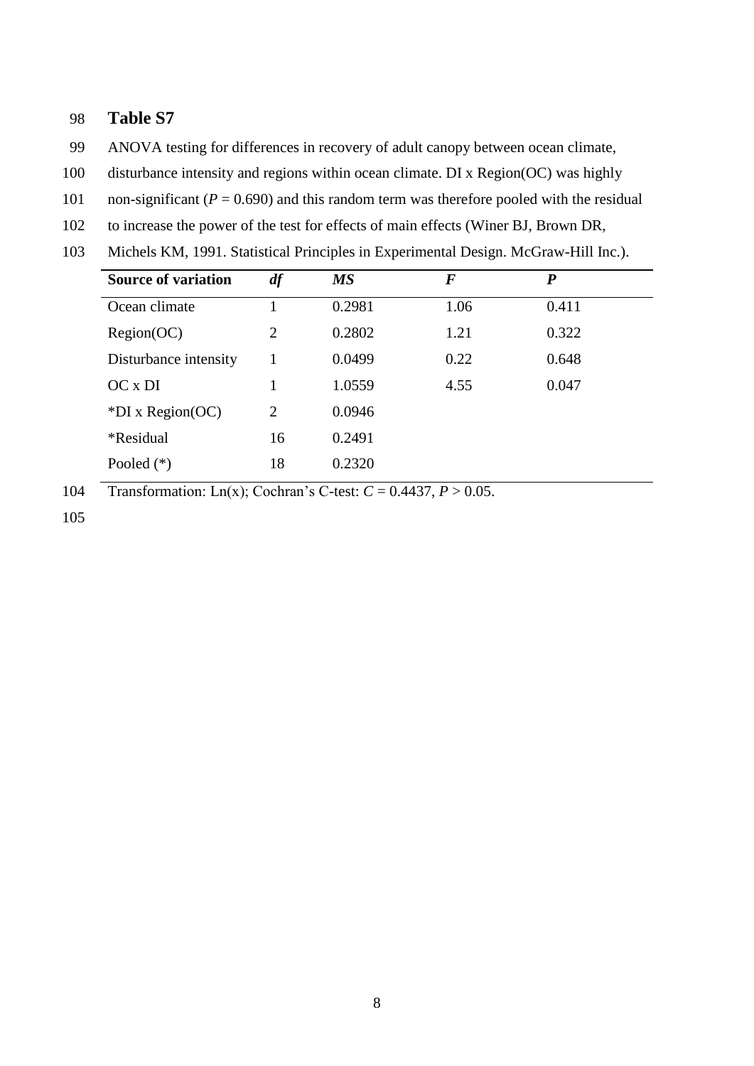## Table S7

ANOVA testing for differences in recovery of adult canopy between ocean climate, disturbance intensity and regions within ocean climate. DI x Region(OC) was highly non-significant ($P$ = 0.690) and this random term was therefore pooled with the residual to increase the power of the test for effects of main effects (Winer BJ, Brown DR, Michels KM, 1991. Statistical Principles in Experimental Design. McGraw-Hill Inc.).

| **Source of variation** | ***df*** | ***MS*** | ***F*** | ***P*** |
|---|---|---|---|---|
| Ocean climate | 1 | 0.2981 | 1.06 | 0.411 |
| Region(OC) | 2 | 0.2802 | 1.21 | 0.322 |
| Disturbance intensity | 1 | 0.0499 | 0.22 | 0.648 |
| OC x DI | 1 | 1.0559 | 4.55 | 0.047 |
| *DI x Region(OC) | 2 | 0.0946 | | |
| *Residual | 16 | 0.2491 | | |
| Pooled (*) | 18 | 0.2320 | | |

Transformation: Ln(x); Cochran's C-test: $C$ = 0.4437, $P$ > 0.05.